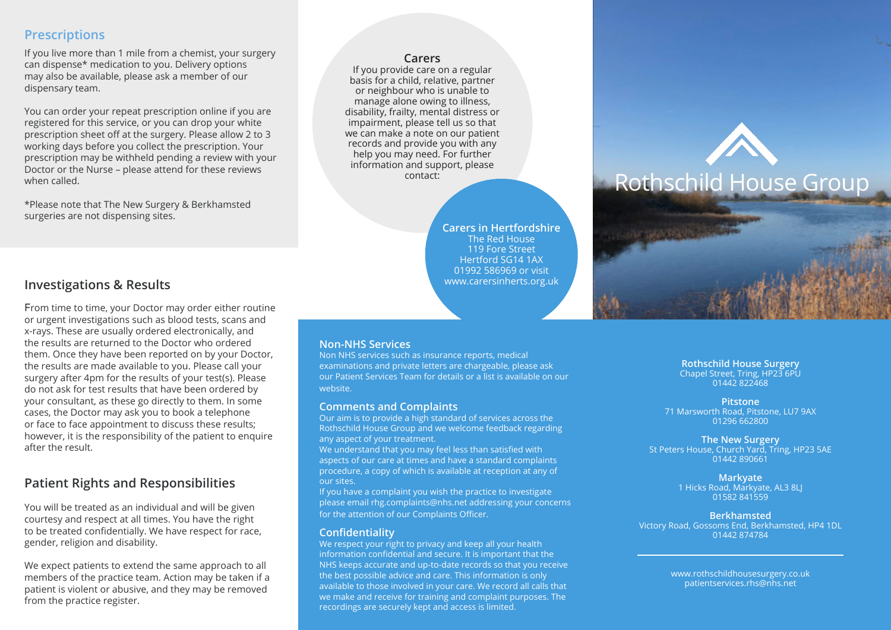## Prescriptions

If you live more than 1 mile from a chemist, your surgery can dispense* medication to you. Delivery options may also be available, please ask a member of our dispensary team.

You can order your repeat prescription online if you are registered for this service, or you can drop your white prescription sheet off at the surgery. Please allow 2 to 3 working days before you collect the prescription. Your prescription may be withheld pending a review with your Doctor or the Nurse – please attend for these reviews when called.

*Please note that The New Surgery & Berkhamsted surgeries are not dispensing sites.

## Investigations & Results

From time to time, your Doctor may order either routine or urgent investigations such as blood tests, scans and x-rays. These are usually ordered electronically, and the results are returned to the Doctor who ordered them. Once they have been reported on by your Doctor, the results are made available to you. Please call your surgery after 4pm for the results of your test(s). Please do not ask for test results that have been ordered by your consultant, as these go directly to them. In some cases, the Doctor may ask you to book a telephone or face to face appointment to discuss these results; however, it is the responsibility of the patient to enquire after the result.

## Patient Rights and Responsibilities

You will be treated as an individual and will be given courtesy and respect at all times. You have the right to be treated confidentially. We have respect for race, gender, religion and disability.

We expect patients to extend the same approach to all members of the practice team. Action may be taken if a patient is violent or abusive, and they may be removed from the practice register.

### Carers

If you provide care on a regular basis for a child, relative, partner or neighbour who is unable to manage alone owing to illness, disability, frailty, mental distress or impairment, please tell us so that we can make a note on our patient records and provide you with any help you may need. For further information and support, please contact:

**Carers in Hertfordshire**
The Red House
119 Fore Street
Hertford SG14 1AX
01992 586969 or visit
www.carersinherts.org.uk

### Non-NHS Services

Non NHS services such as insurance reports, medical examinations and private letters are chargeable, please ask our Patient Services Team for details or a list is available on our website.

### Comments and Complaints

Our aim is to provide a high standard of services across the Rothschild House Group and we welcome feedback regarding any aspect of your treatment.

We understand that you may feel less than satisfied with aspects of our care at times and have a standard complaints procedure, a copy of which is available at reception at any of our sites.

If you have a complaint you wish the practice to investigate please email rhg.complaints@nhs.net addressing your concerns for the attention of our Complaints Officer.

### Confidentiality

We respect your right to privacy and keep all your health information confidential and secure. It is important that the NHS keeps accurate and up-to-date records so that you receive the best possible advice and care. This information is only available to those involved in your care. We record all calls that we make and receive for training and complaint purposes. The recordings are securely kept and access is limited.

# Rothschild House Group

**Rothschild House Surgery**
Chapel Street, Tring, HP23 6PU
01442 822468

**Pitstone**
71 Marsworth Road, Pitstone, LU7 9AX
01296 662800

**The New Surgery**
St Peters House, Church Yard, Tring, HP23 5AE
01442 890661

**Markyate**
1 Hicks Road, Markyate, AL3 8LJ
01582 841559

**Berkhamsted**
Victory Road, Gossoms End, Berkhamsted, HP4 1DL
01442 874784

www.rothschildhousesurgery.co.uk
patientservices.rhs@nhs.net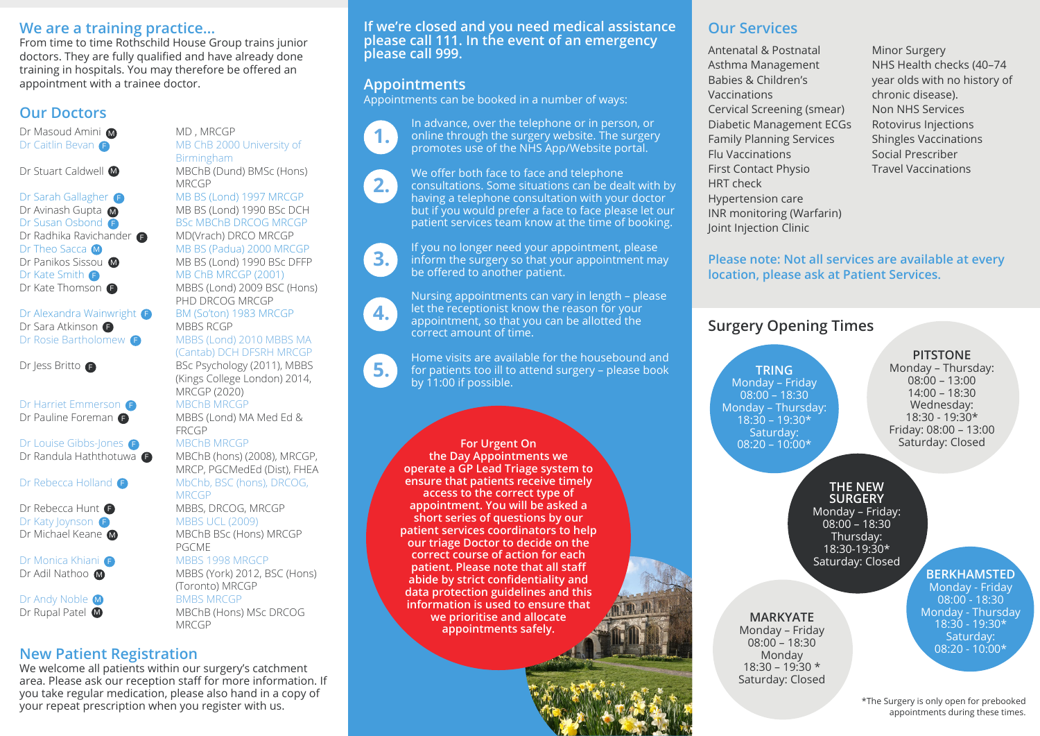## We are a training practice...

From time to time Rothschild House Group trains junior doctors. They are fully qualified and have already done training in hospitals. You may therefore be offered an appointment with a trainee doctor.

## Our Doctors

| | |
|---|---|
| Dr Masoud Amini (M) | MD , MRCGP |
| Dr Caitlin Bevan (F) | MB ChB 2000 University of Birmingham |
| Dr Stuart Caldwell (M) | MBChB (Dund) BMSc (Hons) MRCGP |
| Dr Sarah Gallagher (F) | MB BS (Lond) 1997 MRCGP |
| Dr Avinash Gupta (M) | MB BS (Lond) 1990 BSc DCH |
| Dr Susan Osbond (F) | BSc MBChB DRCOG MRCGP |
| Dr Radhika Ravichander (F) | MD(Vrach) DRCO MRCGP |
| Dr Theo Sacca (M) | MB BS (Padua) 2000 MRCGP |
| Dr Panikos Sissou (M) | MB BS (Lond) 1990 BSc DFFP |
| Dr Kate Smith (F) | MB ChB MRCGP (2001) |
| Dr Kate Thomson (F) | MBBS (Lond) 2009 BSC (Hons) PHD DRCOG MRCGP |
| Dr Alexandra Wainwright (F) | BM (So'ton) 1983 MRCGP |
| Dr Sara Atkinson (F) | MBBS RCGP |
| Dr Rosie Bartholomew (F) | MBBS (Lond) 2010 MBBS MA (Cantab) DCH DFSRH MRCGP |
| Dr Jess Britto (F) | BSc Psychology (2011), MBBS (Kings College London) 2014, MRCGP (2020) |
| Dr Harriet Emmerson (F) | MBChB MRCGP |
| Dr Pauline Foreman (F) | MBBS (Lond) MA Med Ed & FRCGP |
| Dr Louise Gibbs-Jones (F) | MBChB MRCGP |
| Dr Randula Haththotuwa (F) | MBChB (hons) (2008), MRCGP, MRCP, PGCMedEd (Dist), FHEA |
| Dr Rebecca Holland (F) | MbChb, BSC (hons), DRCOG, MRCGP |
| Dr Rebecca Hunt (F) | MBBS, DRCOG, MRCGP |
| Dr Katy Joynson (F) | MBBS UCL (2009) |
| Dr Michael Keane (M) | MBChB BSc (Hons) MRCGP PGCME |
| Dr Monica Khiani (F) | MBBS 1998 MRGCP |
| Dr Adil Nathoo (M) | MBBS (York) 2012, BSC (Hons) (Toronto) MRCGP |
| Dr Andy Noble (M) | BMBS MRCGP |
| Dr Rupal Patel (M) | MBChB (Hons) MSc DRCOG MRCGP |

## New Patient Registration

We welcome all patients within our surgery's catchment area. Please ask our reception staff for more information. If you take regular medication, please also hand in a copy of your repeat prescription when you register with us.

**If we're closed and you need medical assistance please call 111. In the event of an emergency please call 999.**

## Appointments

Appointments can be booked in a number of ways:

1. In advance, over the telephone or in person, or online through the surgery website. The surgery promotes use of the NHS App/Website portal.
2. We offer both face to face and telephone consultations. Some situations can be dealt with by having a telephone consultation with your doctor but if you would prefer a face to face please let our patient services team know at the time of booking.
3. If you no longer need your appointment, please inform the surgery so that your appointment may be offered to another patient.
4. Nursing appointments can vary in length – please let the receptionist know the reason for your appointment, so that you can be allotted the correct amount of time.
5. Home visits are available for the housebound and for patients too ill to attend surgery – please book by 11:00 if possible.

**For Urgent On the Day Appointments we operate a GP Lead Triage system to ensure that patients receive timely access to the correct type of appointment. You will be asked a short series of questions by our patient services coordinators to help our triage Doctor to decide on the correct course of action for each patient. Please note that all staff abide by strict confidentiality and data protection guidelines and this information is used to ensure that we prioritise and allocate appointments safely.**

## Our Services

- Antenatal & Postnatal
- Asthma Management
- Babies & Children's Vaccinations
- Cervical Screening (smear)
- Diabetic Management ECGs
- Family Planning Services
- Flu Vaccinations
- First Contact Physio
- HRT check
- Hypertension care
- INR monitoring (Warfarin)
- Joint Injection Clinic
- Minor Surgery
- NHS Health checks (40–74 year olds with no history of chronic disease).
- Non NHS Services
- Rotovirus Injections
- Shingles Vaccinations
- Social Prescriber
- Travel Vaccinations

**Please note: Not all services are available at every location, please ask at Patient Services.**

## Surgery Opening Times

**TRING**
Monday – Friday
08:00 – 18:30
Monday – Thursday:
18:30 – 19:30*
Saturday:
08:20 – 10:00*

**PITSTONE**
Monday – Thursday:
08:00 – 13:00
14:00 – 18:30
Wednesday:
18:30 - 19:30*
Friday: 08:00 – 13:00
Saturday: Closed

**THE NEW SURGERY**
Monday – Friday:
08:00 – 18:30
Thursday:
18:30-19:30*
Saturday: Closed

**MARKYATE**
Monday – Friday
08:00 – 18:30
Monday
18:30 - 19:30 *
Saturday: Closed

**BERKHAMSTED**
Monday - Friday
08:00 - 18:30
Monday - Thursday
18:30 - 19:30*
Saturday:
08:20 - 10:00*

*The Surgery is only open for prebooked appointments during these times.